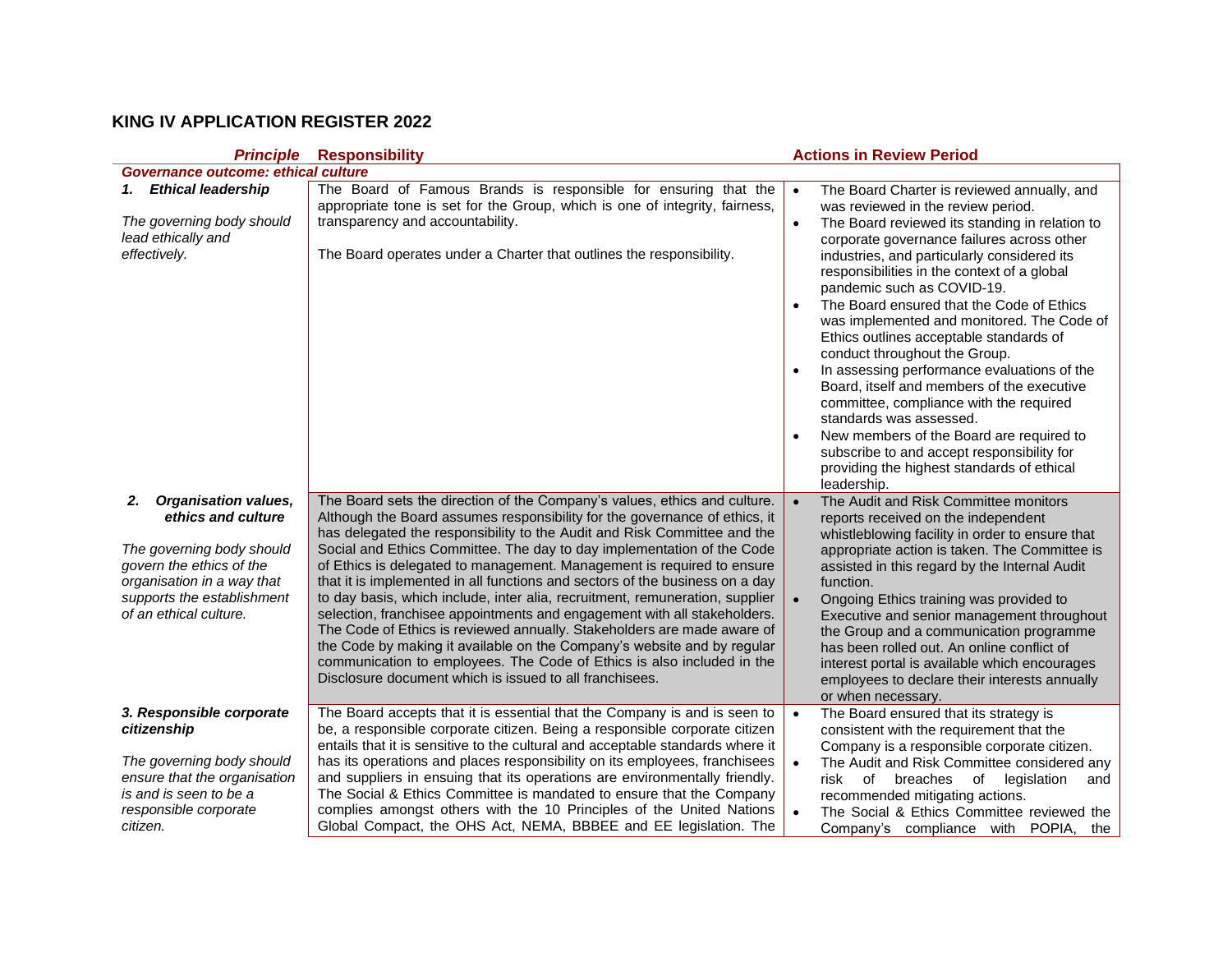# KING IV APPLICATION REGISTER 2022

| Principle | Responsibility | Actions in Review Period |
|---|---|---|
| ***Governance outcome: ethical culture*** | | |
| ***1. Ethical leadership***<br><br>*The governing body should lead ethically and effectively.* | The Board of Famous Brands is responsible for ensuring that the appropriate tone is set for the Group, which is one of integrity, fairness, transparency and accountability.<br><br>The Board operates under a Charter that outlines the responsibility. | • The Board Charter is reviewed annually, and was reviewed in the review period.<br>• The Board reviewed its standing in relation to corporate governance failures across other industries, and particularly considered its responsibilities in the context of a global pandemic such as COVID-19.<br>• The Board ensured that the Code of Ethics was implemented and monitored. The Code of Ethics outlines acceptable standards of conduct throughout the Group.<br>• In assessing performance evaluations of the Board, itself and members of the executive committee, compliance with the required standards was assessed.<br>• New members of the Board are required to subscribe to and accept responsibility for providing the highest standards of ethical leadership. |
| ***2. Organisation values, ethics and culture***<br><br>*The governing body should govern the ethics of the organisation in a way that supports the establishment of an ethical culture.* | The Board sets the direction of the Company's values, ethics and culture. Although the Board assumes responsibility for the governance of ethics, it has delegated the responsibility to the Audit and Risk Committee and the Social and Ethics Committee. The day to day implementation of the Code of Ethics is delegated to management. Management is required to ensure that it is implemented in all functions and sectors of the business on a day to day basis, which include, inter alia, recruitment, remuneration, supplier selection, franchisee appointments and engagement with all stakeholders. The Code of Ethics is reviewed annually. Stakeholders are made aware of the Code by making it available on the Company's website and by regular communication to employees. The Code of Ethics is also included in the Disclosure document which is issued to all franchisees. | • The Audit and Risk Committee monitors reports received on the independent whistleblowing facility in order to ensure that appropriate action is taken. The Committee is assisted in this regard by the Internal Audit function.<br>• Ongoing Ethics training was provided to Executive and senior management throughout the Group and a communication programme has been rolled out. An online conflict of interest portal is available which encourages employees to declare their interests annually or when necessary. |
| ***3. Responsible corporate citizenship***<br><br>*The governing body should ensure that the organisation is and is seen to be a responsible corporate citizen.* | The Board accepts that it is essential that the Company is and is seen to be, a responsible corporate citizen. Being a responsible corporate citizen entails that it is sensitive to the cultural and acceptable standards where it has its operations and places responsibility on its employees, franchisees and suppliers in ensuing that its operations are environmentally friendly. The Social & Ethics Committee is mandated to ensure that the Company complies amongst others with the 10 Principles of the United Nations Global Compact, the OHS Act, NEMA, BBBEE and EE legislation. The | • The Board ensured that its strategy is consistent with the requirement that the Company is a responsible corporate citizen.<br>• The Audit and Risk Committee considered any risk of breaches of legislation and recommended mitigating actions.<br>• The Social & Ethics Committee reviewed the Company's compliance with POPIA, the |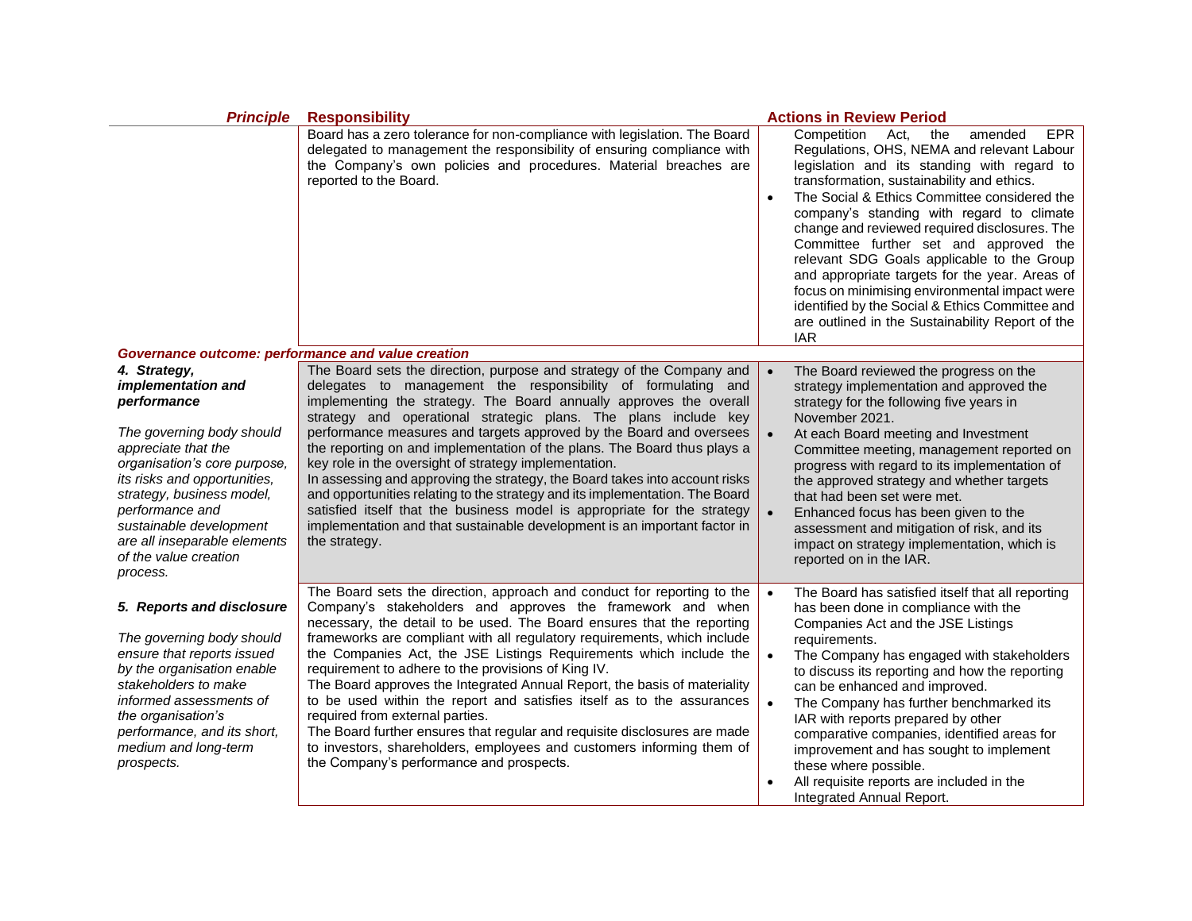| Principle | Responsibility | Actions in Review Period |
|---|---|---|
| | Board has a zero tolerance for non-compliance with legislation. The Board delegated to management the responsibility of ensuring compliance with the Company's own policies and procedures. Material breaches are reported to the Board. | Competition Act, the amended EPR Regulations, OHS, NEMA and relevant Labour legislation and its standing with regard to transformation, sustainability and ethics.<br>• The Social & Ethics Committee considered the company's standing with regard to climate change and reviewed required disclosures. The Committee further set and approved the relevant SDG Goals applicable to the Group and appropriate targets for the year. Areas of focus on minimising environmental impact were identified by the Social & Ethics Committee and are outlined in the Sustainability Report of the IAR |
| ***Governance outcome: performance and value creation*** | | |
| ***4. Strategy, implementation and performance***<br><br>*The governing body should appreciate that the organisation's core purpose, its risks and opportunities, strategy, business model, performance and sustainable development are all inseparable elements of the value creation process.* | The Board sets the direction, purpose and strategy of the Company and delegates to management the responsibility of formulating and implementing the strategy. The Board annually approves the overall strategy and operational strategic plans. The plans include key performance measures and targets approved by the Board and oversees the reporting on and implementation of the plans. The Board thus plays a key role in the oversight of strategy implementation.<br>In assessing and approving the strategy, the Board takes into account risks and opportunities relating to the strategy and its implementation. The Board satisfied itself that the business model is appropriate for the strategy implementation and that sustainable development is an important factor in the strategy. | • The Board reviewed the progress on the strategy implementation and approved the strategy for the following five years in November 2021.<br>• At each Board meeting and Investment Committee meeting, management reported on progress with regard to its implementation of the approved strategy and whether targets that had been set were met.<br>• Enhanced focus has been given to the assessment and mitigation of risk, and its impact on strategy implementation, which is reported on in the IAR. |
| ***5. Reports and disclosure***<br><br>*The governing body should ensure that reports issued by the organisation enable stakeholders to make informed assessments of the organisation's performance, and its short, medium and long-term prospects.* | The Board sets the direction, approach and conduct for reporting to the Company's stakeholders and approves the framework and when necessary, the detail to be used. The Board ensures that the reporting frameworks are compliant with all regulatory requirements, which include the Companies Act, the JSE Listings Requirements which include the requirement to adhere to the provisions of King IV.<br>The Board approves the Integrated Annual Report, the basis of materiality to be used within the report and satisfies itself as to the assurances required from external parties.<br>The Board further ensures that regular and requisite disclosures are made to investors, shareholders, employees and customers informing them of the Company's performance and prospects. | • The Board has satisfied itself that all reporting has been done in compliance with the Companies Act and the JSE Listings requirements.<br>• The Company has engaged with stakeholders to discuss its reporting and how the reporting can be enhanced and improved.<br>• The Company has further benchmarked its IAR with reports prepared by other comparative companies, identified areas for improvement and has sought to implement these where possible.<br>• All requisite reports are included in the Integrated Annual Report. |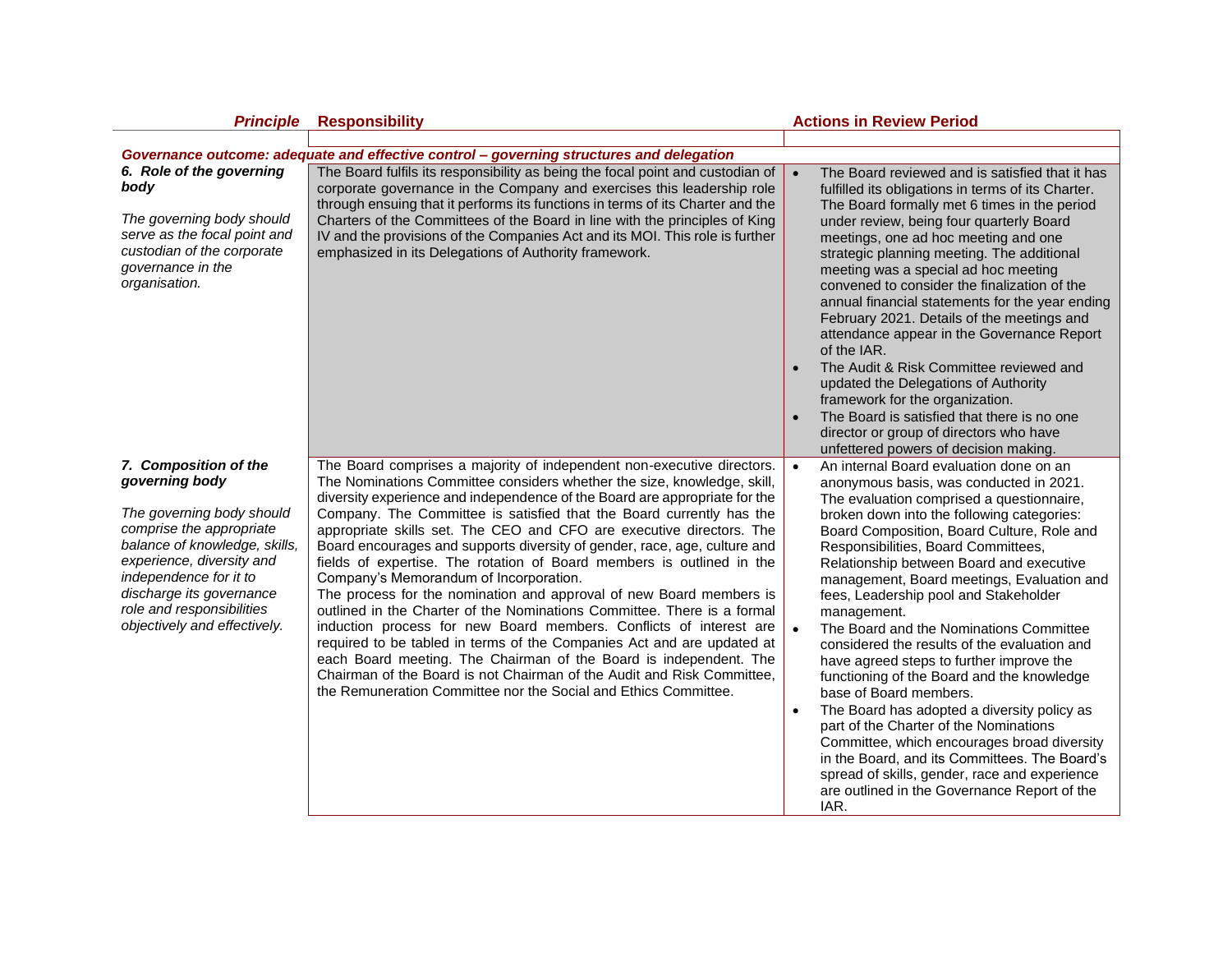| *Principle* | Responsibility | Actions in Review Period |
|---|---|---|
| ***Governance outcome: adequate and effective control – governing structures and delegation*** | | |
| ***6. Role of the governing body***<br><br>*The governing body should serve as the focal point and custodian of the corporate governance in the organisation.* | The Board fulfils its responsibility as being the focal point and custodian of corporate governance in the Company and exercises this leadership role through ensuing that it performs its functions in terms of its Charter and the Charters of the Committees of the Board in line with the principles of King IV and the provisions of the Companies Act and its MOI. This role is further emphasized in its Delegations of Authority framework. | • The Board reviewed and is satisfied that it has fulfilled its obligations in terms of its Charter. The Board formally met 6 times in the period under review, being four quarterly Board meetings, one ad hoc meeting and one strategic planning meeting. The additional meeting was a special ad hoc meeting convened to consider the finalization of the annual financial statements for the year ending February 2021. Details of the meetings and attendance appear in the Governance Report of the IAR.<br>• The Audit & Risk Committee reviewed and updated the Delegations of Authority framework for the organization.<br>• The Board is satisfied that there is no one director or group of directors who have unfettered powers of decision making. |
| ***7. Composition of the governing body***<br><br>*The governing body should comprise the appropriate balance of knowledge, skills, experience, diversity and independence for it to discharge its governance role and responsibilities objectively and effectively.* | The Board comprises a majority of independent non-executive directors. The Nominations Committee considers whether the size, knowledge, skill, diversity experience and independence of the Board are appropriate for the Company. The Committee is satisfied that the Board currently has the appropriate skills set. The CEO and CFO are executive directors. The Board encourages and supports diversity of gender, race, age, culture and fields of expertise. The rotation of Board members is outlined in the Company's Memorandum of Incorporation.<br>The process for the nomination and approval of new Board members is outlined in the Charter of the Nominations Committee. There is a formal induction process for new Board members. Conflicts of interest are required to be tabled in terms of the Companies Act and are updated at each Board meeting. The Chairman of the Board is independent. The Chairman of the Board is not Chairman of the Audit and Risk Committee, the Remuneration Committee nor the Social and Ethics Committee. | • An internal Board evaluation done on an anonymous basis, was conducted in 2021. The evaluation comprised a questionnaire, broken down into the following categories: Board Composition, Board Culture, Role and Responsibilities, Board Committees, Relationship between Board and executive management, Board meetings, Evaluation and fees, Leadership pool and Stakeholder management.<br>• The Board and the Nominations Committee considered the results of the evaluation and have agreed steps to further improve the functioning of the Board and the knowledge base of Board members.<br>• The Board has adopted a diversity policy as part of the Charter of the Nominations Committee, which encourages broad diversity in the Board, and its Committees. The Board's spread of skills, gender, race and experience are outlined in the Governance Report of the IAR. |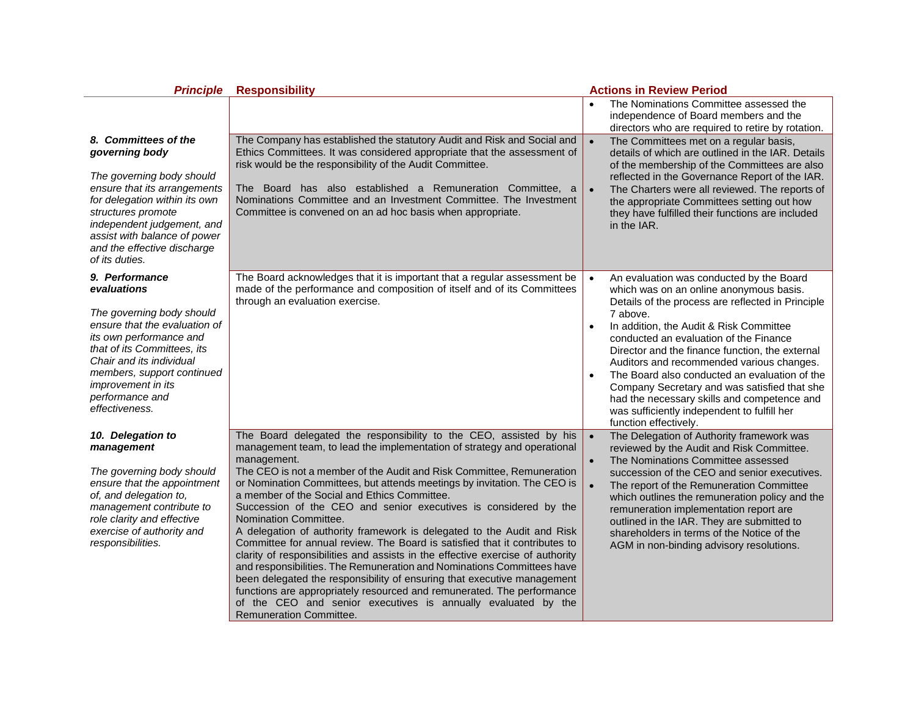| Principle | Responsibility | Actions in Review Period |
|---|---|---|
| | | • The Nominations Committee assessed the independence of Board members and the directors who are required to retire by rotation. |
| ***8. Committees of the governing body***<br><br>*The governing body should ensure that its arrangements for delegation within its own structures promote independent judgement, and assist with balance of power and the effective discharge of its duties.* | The Company has established the statutory Audit and Risk and Social and Ethics Committees. It was considered appropriate that the assessment of risk would be the responsibility of the Audit Committee.<br><br>The Board has also established a Remuneration Committee, a Nominations Committee and an Investment Committee. The Investment Committee is convened on an ad hoc basis when appropriate. | • The Committees met on a regular basis, details of which are outlined in the IAR. Details of the membership of the Committees are also reflected in the Governance Report of the IAR.<br>• The Charters were all reviewed. The reports of the appropriate Committees setting out how they have fulfilled their functions are included in the IAR. |
| ***9. Performance evaluations***<br><br>*The governing body should ensure that the evaluation of its own performance and that of its Committees, its Chair and its individual members, support continued improvement in its performance and effectiveness.* | The Board acknowledges that it is important that a regular assessment be made of the performance and composition of itself and of its Committees through an evaluation exercise. | • An evaluation was conducted by the Board which was on an online anonymous basis. Details of the process are reflected in Principle 7 above.<br>• In addition, the Audit & Risk Committee conducted an evaluation of the Finance Director and the finance function, the external Auditors and recommended various changes.<br>• The Board also conducted an evaluation of the Company Secretary and was satisfied that she had the necessary skills and competence and was sufficiently independent to fulfill her function effectively. |
| ***10. Delegation to management***<br><br>*The governing body should ensure that the appointment of, and delegation to, management contribute to role clarity and effective exercise of authority and responsibilities.* | The Board delegated the responsibility to the CEO, assisted by his management team, to lead the implementation of strategy and operational management.<br>The CEO is not a member of the Audit and Risk Committee, Remuneration or Nomination Committees, but attends meetings by invitation. The CEO is a member of the Social and Ethics Committee.<br>Succession of the CEO and senior executives is considered by the Nomination Committee.<br>A delegation of authority framework is delegated to the Audit and Risk Committee for annual review. The Board is satisfied that it contributes to clarity of responsibilities and assists in the effective exercise of authority and responsibilities. The Remuneration and Nominations Committees have been delegated the responsibility of ensuring that executive management functions are appropriately resourced and remunerated. The performance of the CEO and senior executives is annually evaluated by the Remuneration Committee. | • The Delegation of Authority framework was reviewed by the Audit and Risk Committee.<br>• The Nominations Committee assessed succession of the CEO and senior executives.<br>• The report of the Remuneration Committee which outlines the remuneration policy and the remuneration implementation report are outlined in the IAR. They are submitted to shareholders in terms of the Notice of the AGM in non-binding advisory resolutions. |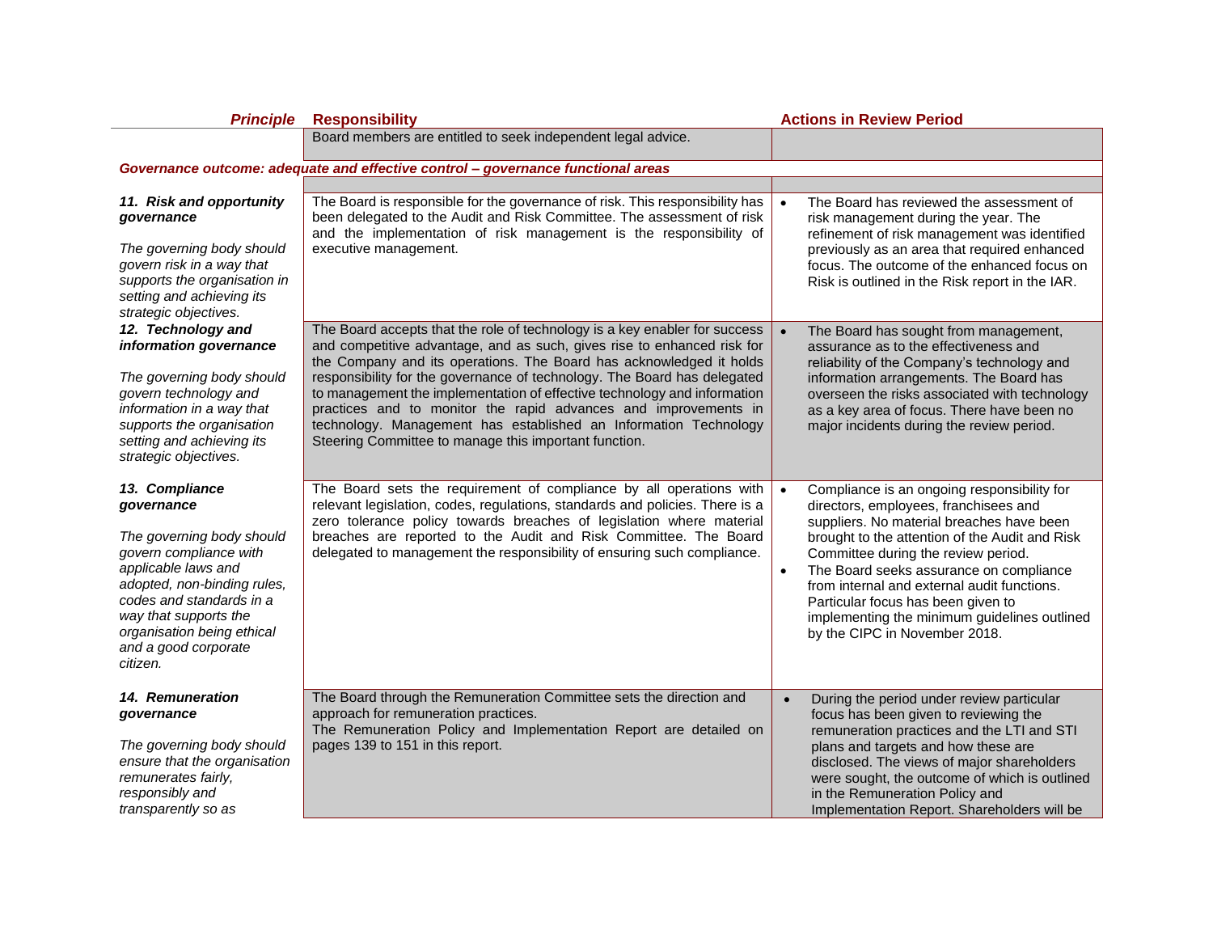| *Principle* | **Responsibility** | **Actions in Review Period** |
|---|---|---|
| | Board members are entitled to seek independent legal advice. | |
| ***Governance outcome: adequate and effective control – governance functional areas*** | | |
| | | |
| ***11. Risk and opportunity governance***<br><br>*The governing body should govern risk in a way that supports the organisation in setting and achieving its strategic objectives.* | The Board is responsible for the governance of risk. This responsibility has been delegated to the Audit and Risk Committee. The assessment of risk and the implementation of risk management is the responsibility of executive management. | • The Board has reviewed the assessment of risk management during the year. The refinement of risk management was identified previously as an area that required enhanced focus. The outcome of the enhanced focus on Risk is outlined in the Risk report in the IAR. |
| ***12. Technology and information governance***<br><br>*The governing body should govern technology and information in a way that supports the organisation setting and achieving its strategic objectives.* | The Board accepts that the role of technology is a key enabler for success and competitive advantage, and as such, gives rise to enhanced risk for the Company and its operations. The Board has acknowledged it holds responsibility for the governance of technology. The Board has delegated to management the implementation of effective technology and information practices and to monitor the rapid advances and improvements in technology. Management has established an Information Technology Steering Committee to manage this important function. | • The Board has sought from management, assurance as to the effectiveness and reliability of the Company's technology and information arrangements. The Board has overseen the risks associated with technology as a key area of focus. There have been no major incidents during the review period. |
| ***13. Compliance governance***<br><br>*The governing body should govern compliance with applicable laws and adopted, non-binding rules, codes and standards in a way that supports the organisation being ethical and a good corporate citizen.* | The Board sets the requirement of compliance by all operations with relevant legislation, codes, regulations, standards and policies. There is a zero tolerance policy towards breaches of legislation where material breaches are reported to the Audit and Risk Committee. The Board delegated to management the responsibility of ensuring such compliance. | • Compliance is an ongoing responsibility for directors, employees, franchisees and suppliers. No material breaches have been brought to the attention of the Audit and Risk Committee during the review period.<br>• The Board seeks assurance on compliance from internal and external audit functions. Particular focus has been given to implementing the minimum guidelines outlined by the CIPC in November 2018. |
| ***14. Remuneration governance***<br><br>*The governing body should ensure that the organisation remunerates fairly, responsibly and transparently so as* | The Board through the Remuneration Committee sets the direction and approach for remuneration practices.<br>The Remuneration Policy and Implementation Report are detailed on pages 139 to 151 in this report. | • During the period under review particular focus has been given to reviewing the remuneration practices and the LTI and STI plans and targets and how these are disclosed. The views of major shareholders were sought, the outcome of which is outlined in the Remuneration Policy and Implementation Report. Shareholders will be |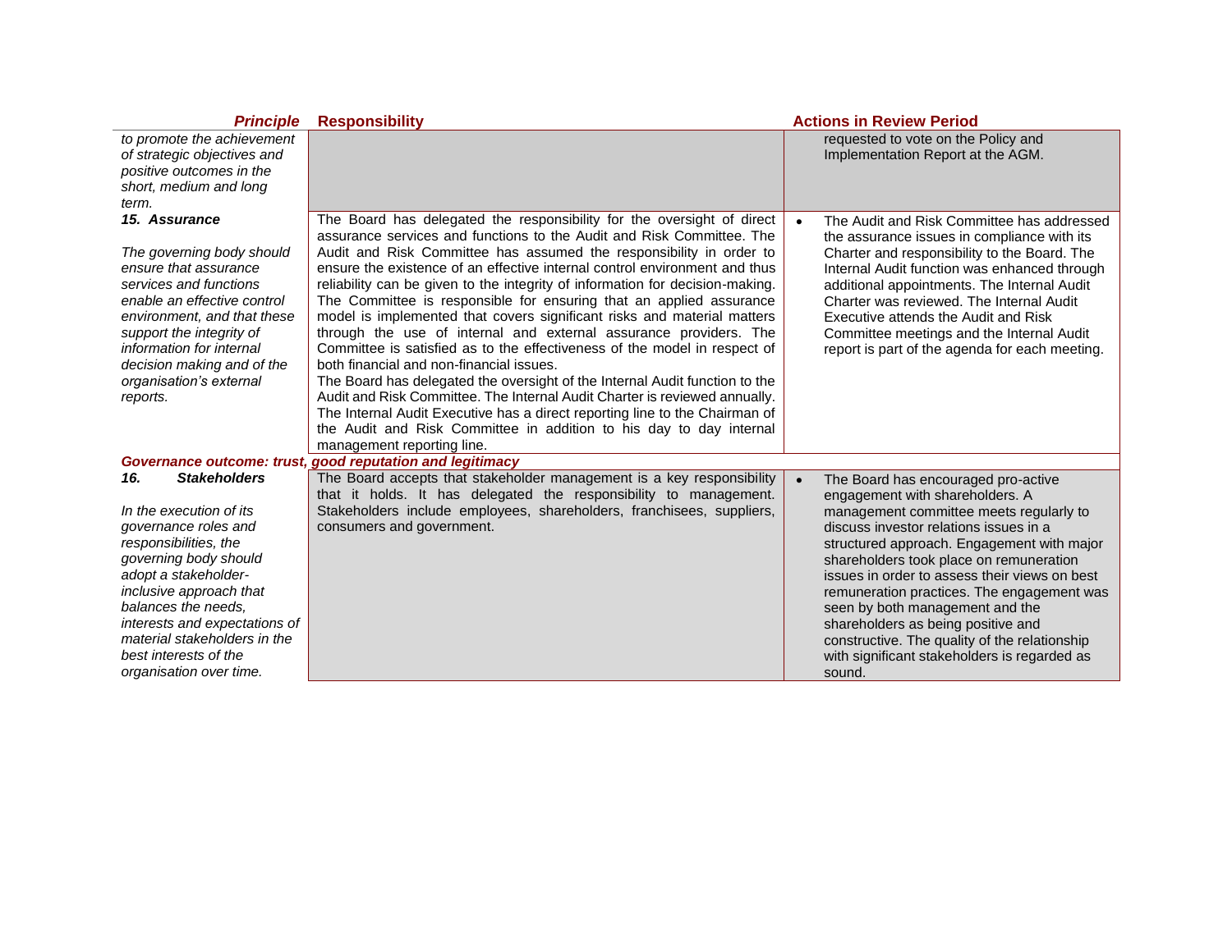| Principle | Responsibility | Actions in Review Period |
|---|---|---|
| *to promote the achievement of strategic objectives and positive outcomes in the short, medium and long term.* | | requested to vote on the Policy and Implementation Report at the AGM. |
| ***15. Assurance***<br><br>*The governing body should ensure that assurance services and functions enable an effective control environment, and that these support the integrity of information for internal decision making and of the organisation's external reports.* | The Board has delegated the responsibility for the oversight of direct assurance services and functions to the Audit and Risk Committee. The Audit and Risk Committee has assumed the responsibility in order to ensure the existence of an effective internal control environment and thus reliability can be given to the integrity of information for decision-making. The Committee is responsible for ensuring that an applied assurance model is implemented that covers significant risks and material matters through the use of internal and external assurance providers. The Committee is satisfied as to the effectiveness of the model in respect of both financial and non-financial issues.<br>The Board has delegated the oversight of the Internal Audit function to the Audit and Risk Committee. The Internal Audit Charter is reviewed annually. The Internal Audit Executive has a direct reporting line to the Chairman of the Audit and Risk Committee in addition to his day to day internal management reporting line. | • The Audit and Risk Committee has addressed the assurance issues in compliance with its Charter and responsibility to the Board. The Internal Audit function was enhanced through additional appointments. The Internal Audit Charter was reviewed. The Internal Audit Executive attends the Audit and Risk Committee meetings and the Internal Audit report is part of the agenda for each meeting. |
| ***Governance outcome: trust, good reputation and legitimacy*** | | |
| ***16. Stakeholders***<br><br>*In the execution of its governance roles and responsibilities, the governing body should adopt a stakeholder-inclusive approach that balances the needs, interests and expectations of material stakeholders in the best interests of the organisation over time.* | The Board accepts that stakeholder management is a key responsibility that it holds. It has delegated the responsibility to management. Stakeholders include employees, shareholders, franchisees, suppliers, consumers and government. | • The Board has encouraged pro-active engagement with shareholders. A management committee meets regularly to discuss investor relations issues in a structured approach. Engagement with major shareholders took place on remuneration issues in order to assess their views on best remuneration practices. The engagement was seen by both management and the shareholders as being positive and constructive. The quality of the relationship with significant stakeholders is regarded as sound. |